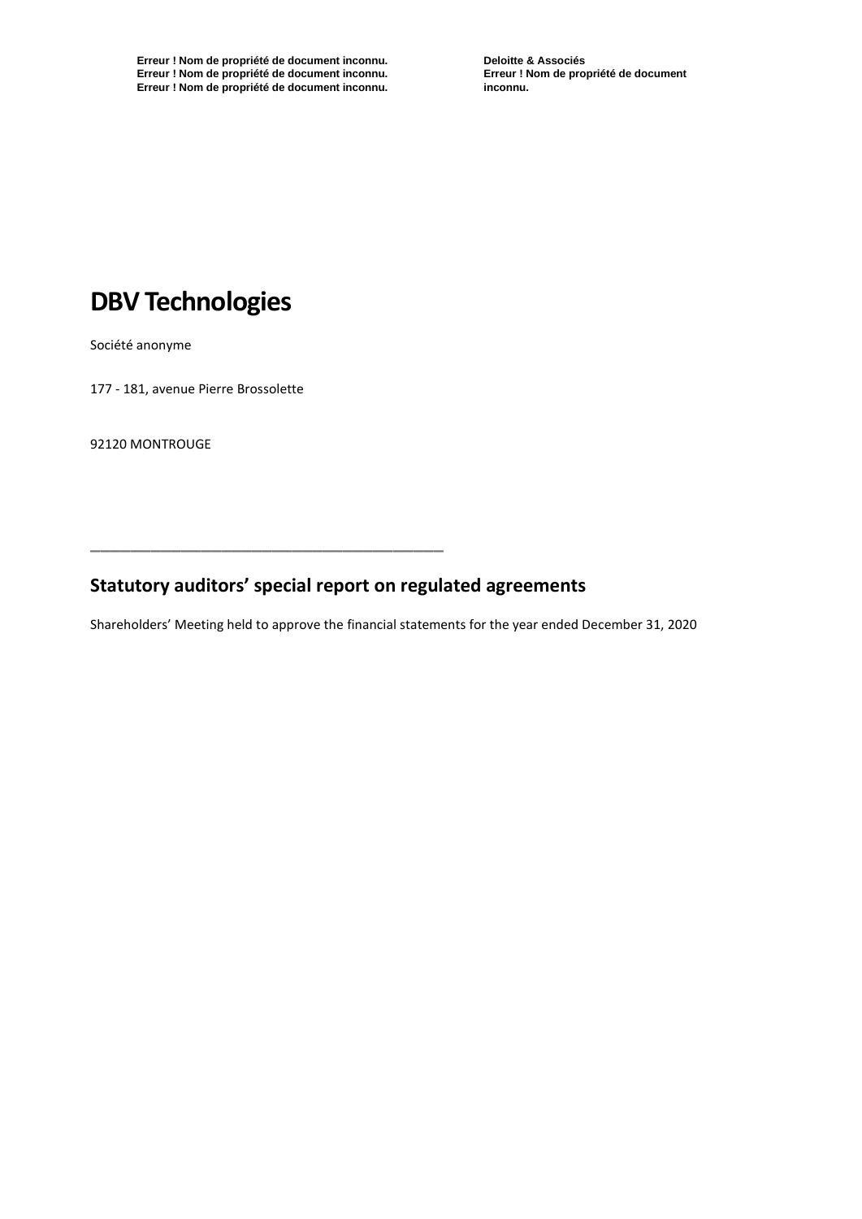Erreur ! Nom de propriété de document inconnu.
Erreur ! Nom de propriété de document inconnu.
Erreur ! Nom de propriété de document inconnu.

Deloitte & Associés
Erreur ! Nom de propriété de document inconnu.

# DBV Technologies

Société anonyme

177 - 181, avenue Pierre Brossolette

92120 MONTROUGE

---

## Statutory auditors' special report on regulated agreements

Shareholders' Meeting held to approve the financial statements for the year ended December 31, 2020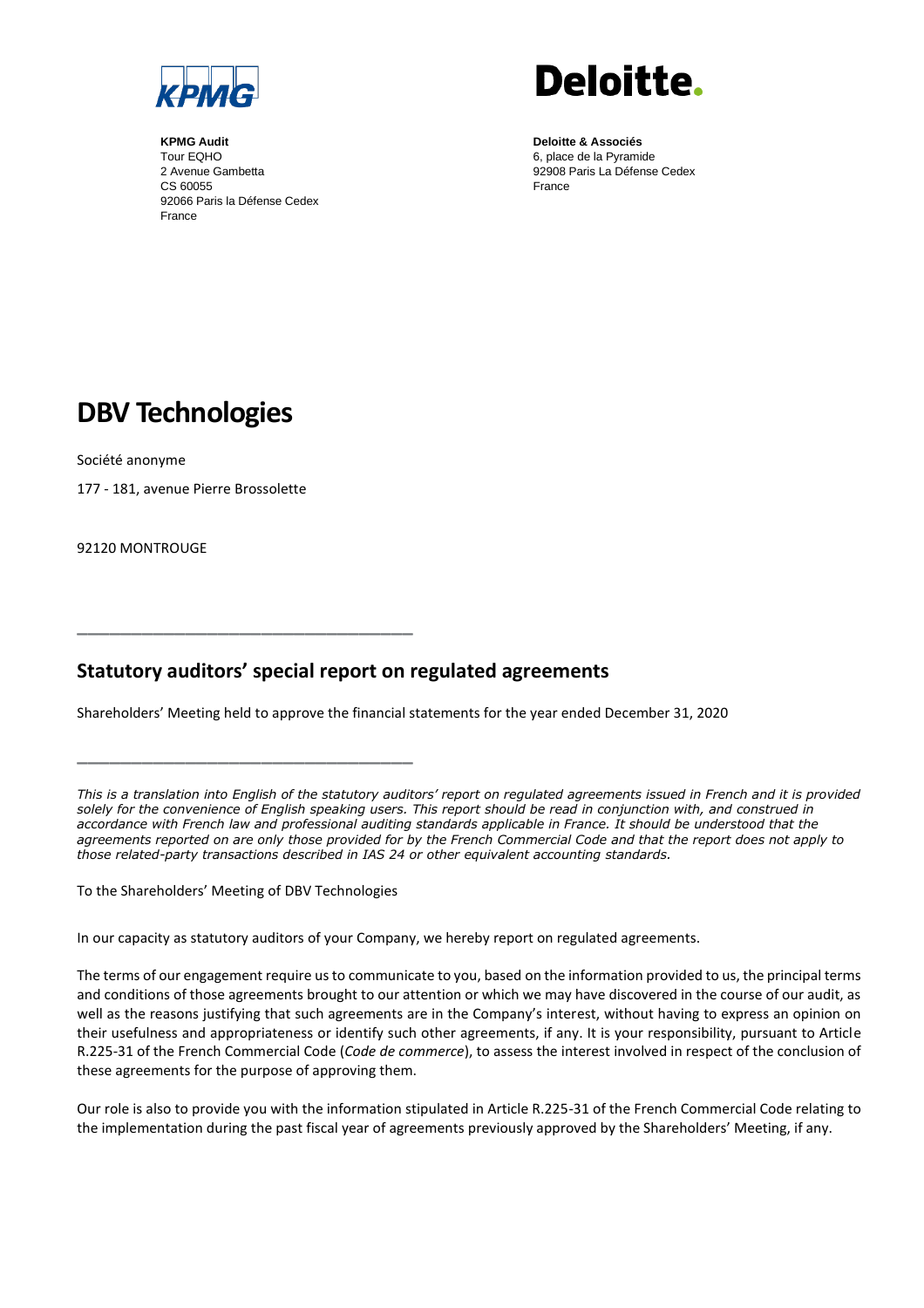**KPMG Audit**
Tour EQHO
2 Avenue Gambetta
CS 60055
92066 Paris la Défense Cedex
France

**Deloitte & Associés**
6, place de la Pyramide
92908 Paris La Défense Cedex
France

# DBV Technologies

Société anonyme

177 - 181, avenue Pierre Brossolette

92120 MONTROUGE

---

## Statutory auditors' special report on regulated agreements

Shareholders' Meeting held to approve the financial statements for the year ended December 31, 2020

---

*This is a translation into English of the statutory auditors' report on regulated agreements issued in French and it is provided solely for the convenience of English speaking users. This report should be read in conjunction with, and construed in accordance with French law and professional auditing standards applicable in France. It should be understood that the agreements reported on are only those provided for by the French Commercial Code and that the report does not apply to those related-party transactions described in IAS 24 or other equivalent accounting standards.*

To the Shareholders' Meeting of DBV Technologies

In our capacity as statutory auditors of your Company, we hereby report on regulated agreements.

The terms of our engagement require us to communicate to you, based on the information provided to us, the principal terms and conditions of those agreements brought to our attention or which we may have discovered in the course of our audit, as well as the reasons justifying that such agreements are in the Company's interest, without having to express an opinion on their usefulness and appropriateness or identify such other agreements, if any. It is your responsibility, pursuant to Article R.225-31 of the French Commercial Code (*Code de commerce*), to assess the interest involved in respect of the conclusion of these agreements for the purpose of approving them.

Our role is also to provide you with the information stipulated in Article R.225-31 of the French Commercial Code relating to the implementation during the past fiscal year of agreements previously approved by the Shareholders' Meeting, if any.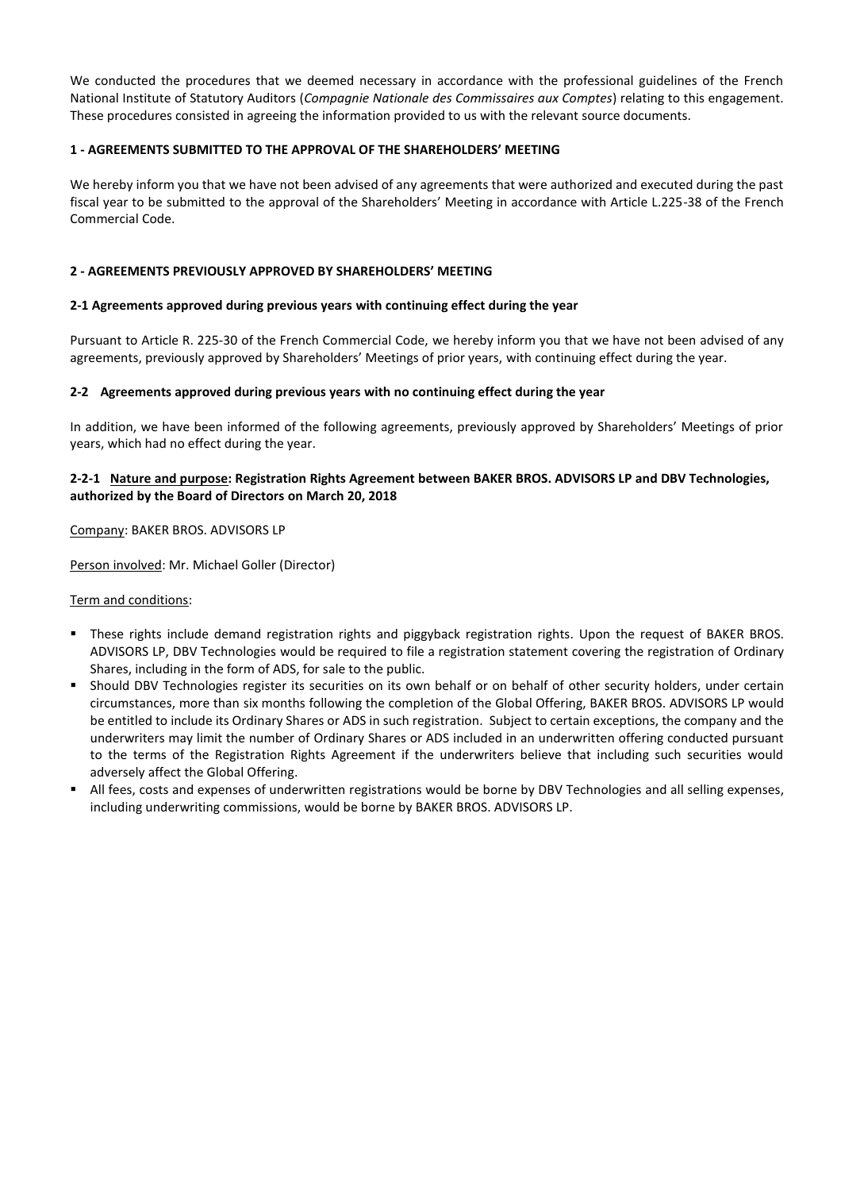We conducted the procedures that we deemed necessary in accordance with the professional guidelines of the French National Institute of Statutory Auditors (*Compagnie Nationale des Commissaires aux Comptes*) relating to this engagement. These procedures consisted in agreeing the information provided to us with the relevant source documents.

## 1 - AGREEMENTS SUBMITTED TO THE APPROVAL OF THE SHAREHOLDERS' MEETING

We hereby inform you that we have not been advised of any agreements that were authorized and executed during the past fiscal year to be submitted to the approval of the Shareholders' Meeting in accordance with Article L.225-38 of the French Commercial Code.

## 2 - AGREEMENTS PREVIOUSLY APPROVED BY SHAREHOLDERS' MEETING

### 2-1 Agreements approved during previous years with continuing effect during the year

Pursuant to Article R. 225-30 of the French Commercial Code, we hereby inform you that we have not been advised of any agreements, previously approved by Shareholders' Meetings of prior years, with continuing effect during the year.

### 2-2 Agreements approved during previous years with no continuing effect during the year

In addition, we have been informed of the following agreements, previously approved by Shareholders' Meetings of prior years, which had no effect during the year.

#### 2-2-1 Nature and purpose: Registration Rights Agreement between BAKER BROS. ADVISORS LP and DBV Technologies, authorized by the Board of Directors on March 20, 2018

Company: BAKER BROS. ADVISORS LP

Person involved: Mr. Michael Goller (Director)

Term and conditions:

- These rights include demand registration rights and piggyback registration rights. Upon the request of BAKER BROS. ADVISORS LP, DBV Technologies would be required to file a registration statement covering the registration of Ordinary Shares, including in the form of ADS, for sale to the public.
- Should DBV Technologies register its securities on its own behalf or on behalf of other security holders, under certain circumstances, more than six months following the completion of the Global Offering, BAKER BROS. ADVISORS LP would be entitled to include its Ordinary Shares or ADS in such registration. Subject to certain exceptions, the company and the underwriters may limit the number of Ordinary Shares or ADS included in an underwritten offering conducted pursuant to the terms of the Registration Rights Agreement if the underwriters believe that including such securities would adversely affect the Global Offering.
- All fees, costs and expenses of underwritten registrations would be borne by DBV Technologies and all selling expenses, including underwriting commissions, would be borne by BAKER BROS. ADVISORS LP.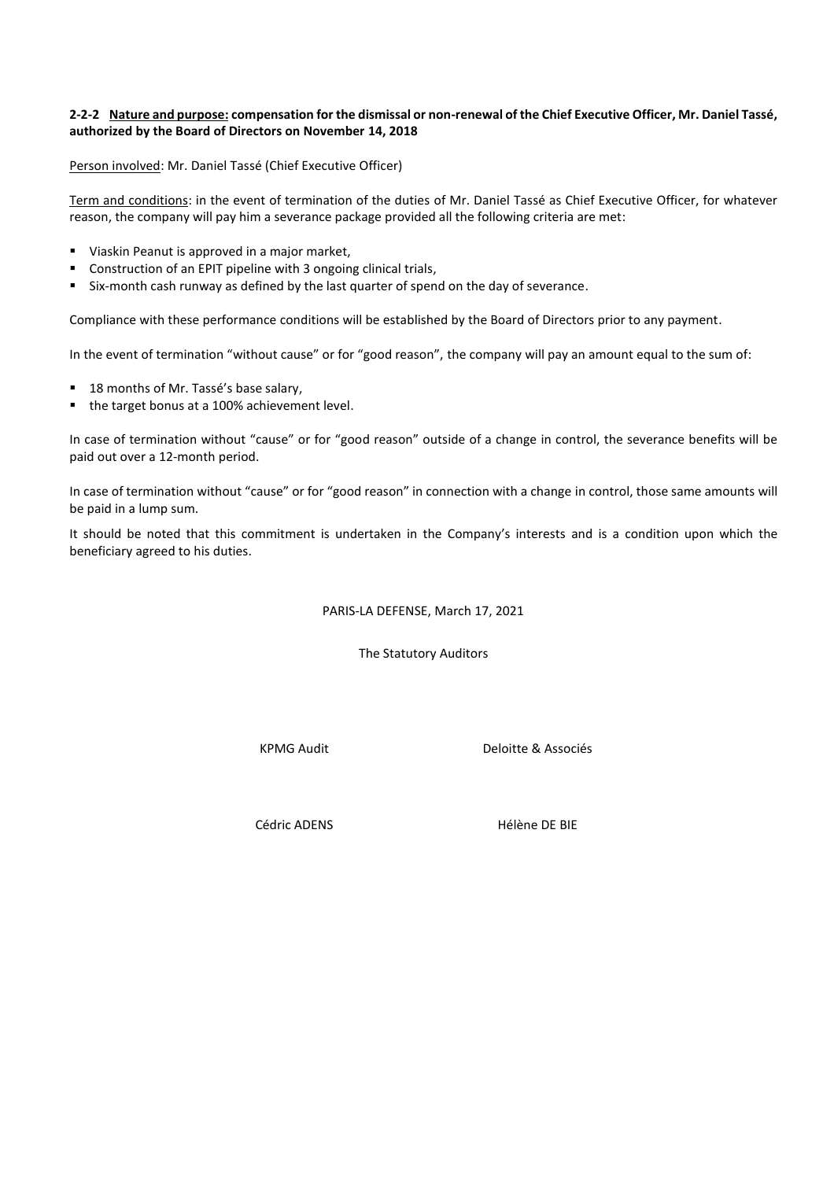**2-2-2 <u>Nature and purpose:</u> compensation for the dismissal or non-renewal of the Chief Executive Officer, Mr. Daniel Tassé, authorized by the Board of Directors on November 14, 2018**

<u>Person involved</u>: Mr. Daniel Tassé (Chief Executive Officer)

<u>Term and conditions</u>: in the event of termination of the duties of Mr. Daniel Tassé as Chief Executive Officer, for whatever reason, the company will pay him a severance package provided all the following criteria are met:

- Viaskin Peanut is approved in a major market,
- Construction of an EPIT pipeline with 3 ongoing clinical trials,
- Six-month cash runway as defined by the last quarter of spend on the day of severance.

Compliance with these performance conditions will be established by the Board of Directors prior to any payment.

In the event of termination "without cause" or for "good reason", the company will pay an amount equal to the sum of:

- 18 months of Mr. Tassé's base salary,
- the target bonus at a 100% achievement level.

In case of termination without "cause" or for "good reason" outside of a change in control, the severance benefits will be paid out over a 12-month period.

In case of termination without "cause" or for "good reason" in connection with a change in control, those same amounts will be paid in a lump sum.

It should be noted that this commitment is undertaken in the Company's interests and is a condition upon which the beneficiary agreed to his duties.

PARIS-LA DEFENSE, March 17, 2021

The Statutory Auditors

| KPMG Audit | Deloitte & Associés |
| --- | --- |
| Cédric ADENS | Hélène DE BIE |